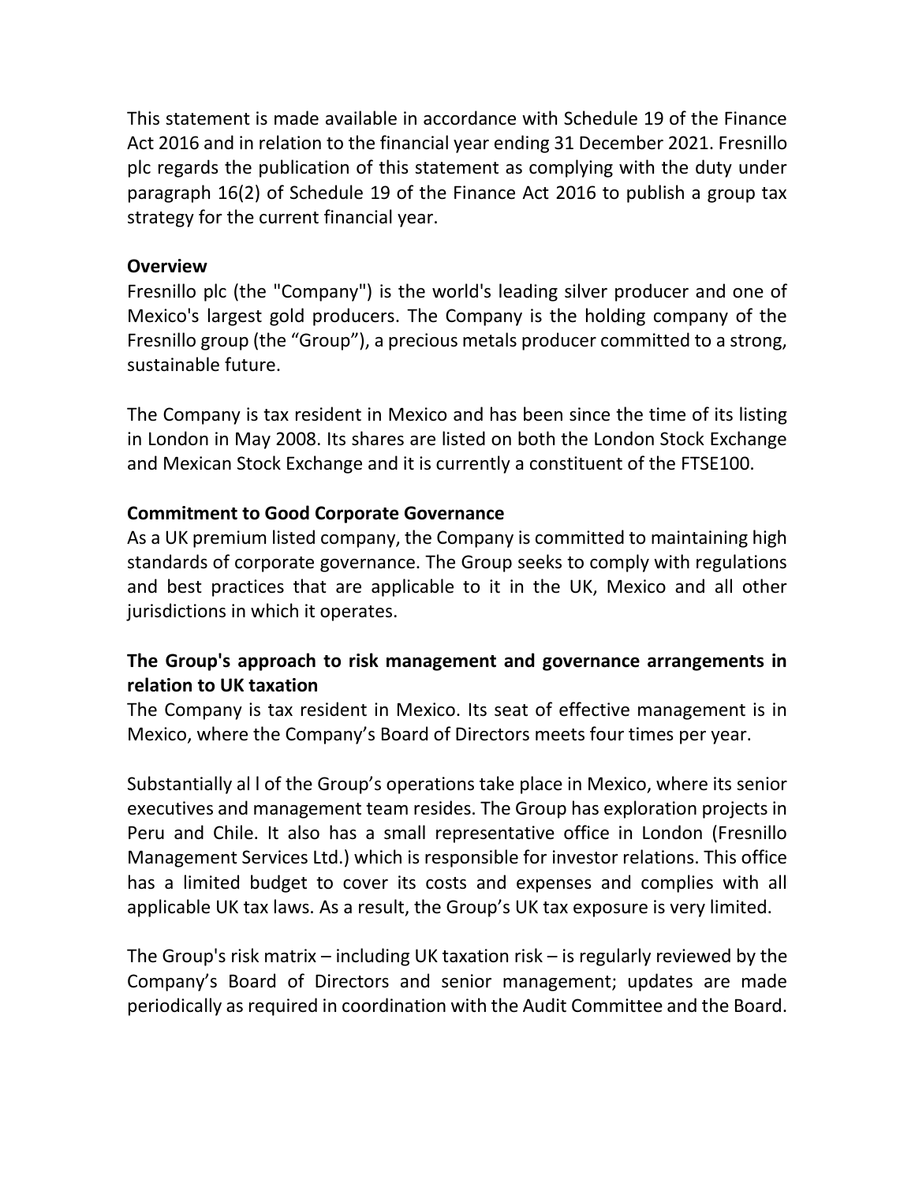This statement is made available in accordance with Schedule 19 of the Finance Act 2016 and in relation to the financial year ending 31 December 2021. Fresnillo plc regards the publication of this statement as complying with the duty under paragraph 16(2) of Schedule 19 of the Finance Act 2016 to publish a group tax strategy for the current financial year.

**Overview**

Fresnillo plc (the "Company") is the world's leading silver producer and one of Mexico's largest gold producers. The Company is the holding company of the Fresnillo group (the "Group"), a precious metals producer committed to a strong, sustainable future.

The Company is tax resident in Mexico and has been since the time of its listing in London in May 2008. Its shares are listed on both the London Stock Exchange and Mexican Stock Exchange and it is currently a constituent of the FTSE100.

**Commitment to Good Corporate Governance**

As a UK premium listed company, the Company is committed to maintaining high standards of corporate governance. The Group seeks to comply with regulations and best practices that are applicable to it in the UK, Mexico and all other jurisdictions in which it operates.

**The Group's approach to risk management and governance arrangements in relation to UK taxation**

The Company is tax resident in Mexico. Its seat of effective management is in Mexico, where the Company's Board of Directors meets four times per year.

Substantially al l of the Group's operations take place in Mexico, where its senior executives and management team resides. The Group has exploration projects in Peru and Chile. It also has a small representative office in London (Fresnillo Management Services Ltd.) which is responsible for investor relations. This office has a limited budget to cover its costs and expenses and complies with all applicable UK tax laws. As a result, the Group's UK tax exposure is very limited.

The Group's risk matrix – including UK taxation risk – is regularly reviewed by the Company's Board of Directors and senior management; updates are made periodically as required in coordination with the Audit Committee and the Board.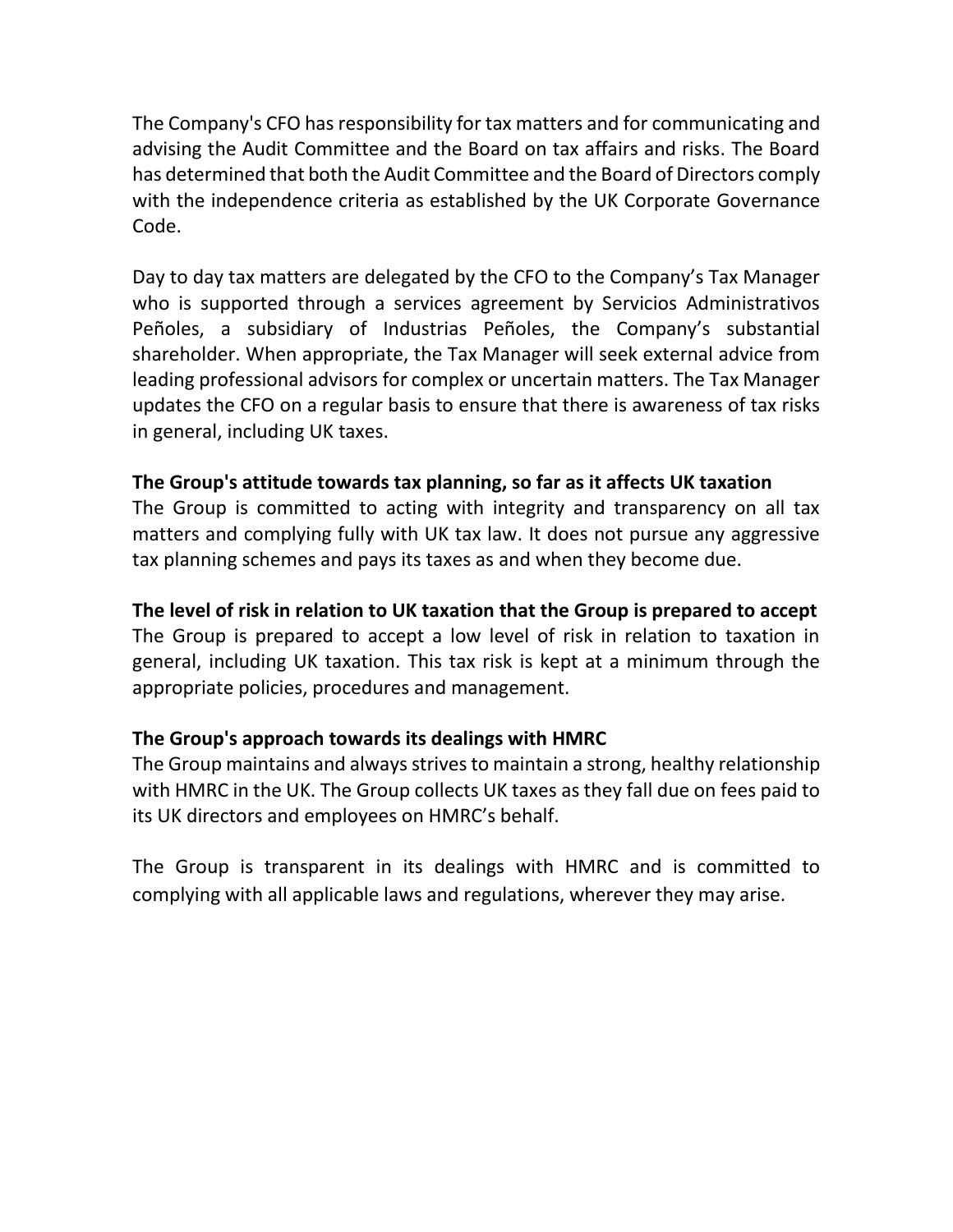The Company's CFO has responsibility for tax matters and for communicating and advising the Audit Committee and the Board on tax affairs and risks. The Board has determined that both the Audit Committee and the Board of Directors comply with the independence criteria as established by the UK Corporate Governance Code.

Day to day tax matters are delegated by the CFO to the Company's Tax Manager who is supported through a services agreement by Servicios Administrativos Peñoles, a subsidiary of Industrias Peñoles, the Company's substantial shareholder. When appropriate, the Tax Manager will seek external advice from leading professional advisors for complex or uncertain matters. The Tax Manager updates the CFO on a regular basis to ensure that there is awareness of tax risks in general, including UK taxes.

**The Group's attitude towards tax planning, so far as it affects UK taxation**

The Group is committed to acting with integrity and transparency on all tax matters and complying fully with UK tax law. It does not pursue any aggressive tax planning schemes and pays its taxes as and when they become due.

**The level of risk in relation to UK taxation that the Group is prepared to accept**

The Group is prepared to accept a low level of risk in relation to taxation in general, including UK taxation. This tax risk is kept at a minimum through the appropriate policies, procedures and management.

**The Group's approach towards its dealings with HMRC**

The Group maintains and always strives to maintain a strong, healthy relationship with HMRC in the UK. The Group collects UK taxes as they fall due on fees paid to its UK directors and employees on HMRC's behalf.

The Group is transparent in its dealings with HMRC and is committed to complying with all applicable laws and regulations, wherever they may arise.